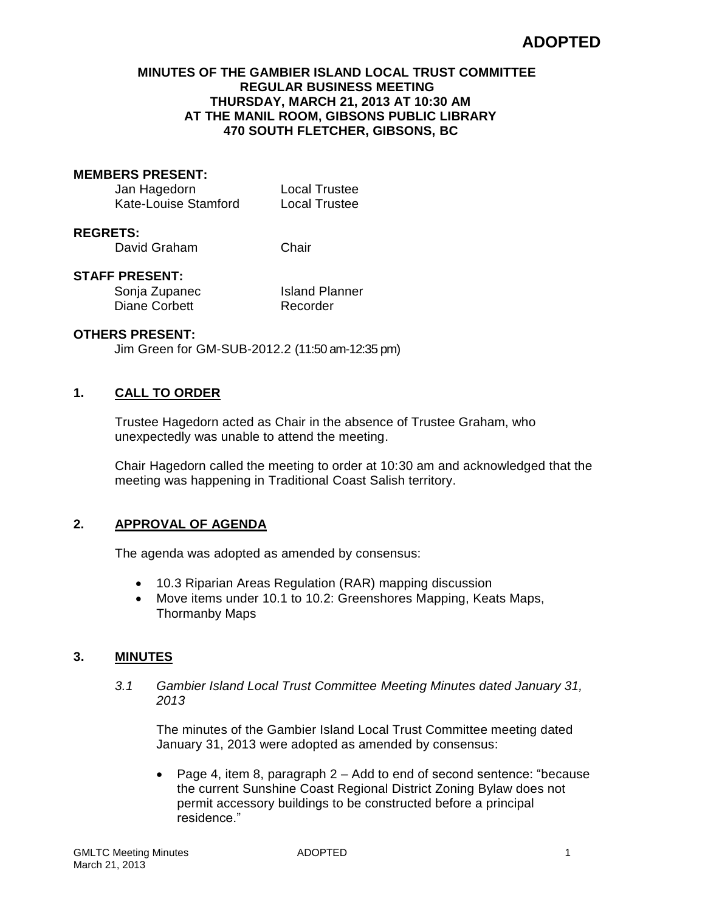**ADOPTED**

# MINUTES OF THE GAMBIER ISLAND LOCAL TRUST COMMITTEE REGULAR BUSINESS MEETING THURSDAY, MARCH 21, 2013 AT 10:30 AM AT THE MANIL ROOM, GIBSONS PUBLIC LIBRARY 470 SOUTH FLETCHER, GIBSONS, BC

**MEMBERS PRESENT:**

| | |
|---|---|
| Jan Hagedorn | Local Trustee |
| Kate-Louise Stamford | Local Trustee |

**REGRETS:**

| | |
|---|---|
| David Graham | Chair |

**STAFF PRESENT:**

| | |
|---|---|
| Sonja Zupanec | Island Planner |
| Diane Corbett | Recorder |

**OTHERS PRESENT:**

Jim Green for GM-SUB-2012.2 (11:50 am-12:35 pm)

## 1. CALL TO ORDER

Trustee Hagedorn acted as Chair in the absence of Trustee Graham, who unexpectedly was unable to attend the meeting.

Chair Hagedorn called the meeting to order at 10:30 am and acknowledged that the meeting was happening in Traditional Coast Salish territory.

## 2. APPROVAL OF AGENDA

The agenda was adopted as amended by consensus:

- 10.3 Riparian Areas Regulation (RAR) mapping discussion
- Move items under 10.1 to 10.2: Greenshores Mapping, Keats Maps, Thormanby Maps

## 3. MINUTES

*3.1 Gambier Island Local Trust Committee Meeting Minutes dated January 31, 2013*

The minutes of the Gambier Island Local Trust Committee meeting dated January 31, 2013 were adopted as amended by consensus:

- Page 4, item 8, paragraph 2 – Add to end of second sentence: "because the current Sunshine Coast Regional District Zoning Bylaw does not permit accessory buildings to be constructed before a principal residence."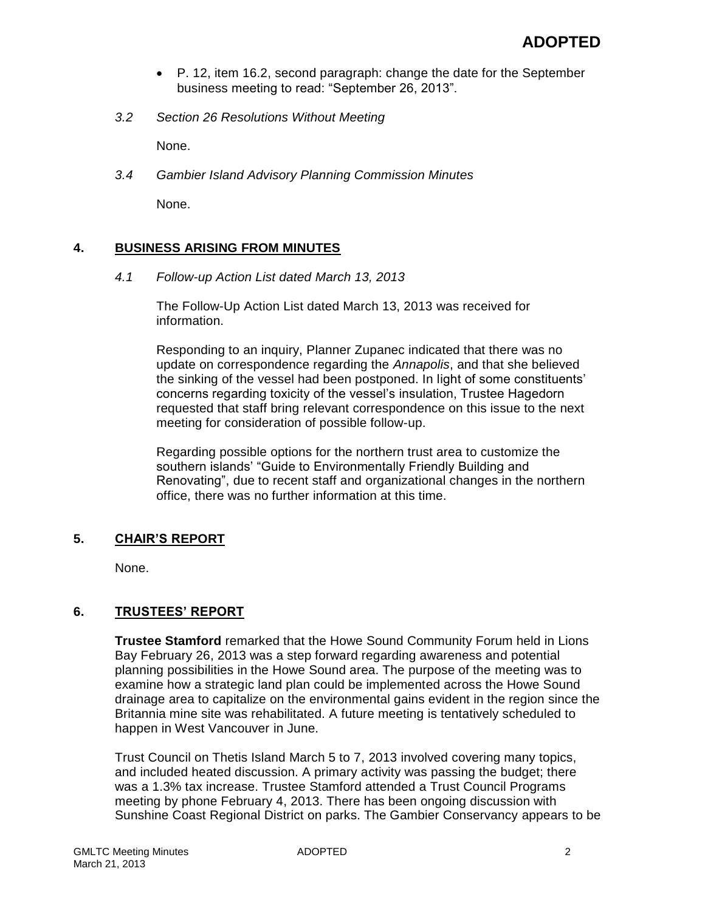- P. 12, item 16.2, second paragraph: change the date for the September business meeting to read: “September 26, 2013”.

*3.2 Section 26 Resolutions Without Meeting*

None.

*3.4 Gambier Island Advisory Planning Commission Minutes*

None.

## 4. BUSINESS ARISING FROM MINUTES

*4.1 Follow-up Action List dated March 13, 2013*

The Follow-Up Action List dated March 13, 2013 was received for information.

Responding to an inquiry, Planner Zupanec indicated that there was no update on correspondence regarding the *Annapolis*, and that she believed the sinking of the vessel had been postponed. In light of some constituents’ concerns regarding toxicity of the vessel’s insulation, Trustee Hagedorn requested that staff bring relevant correspondence on this issue to the next meeting for consideration of possible follow-up.

Regarding possible options for the northern trust area to customize the southern islands’ “Guide to Environmentally Friendly Building and Renovating”, due to recent staff and organizational changes in the northern office, there was no further information at this time.

## 5. CHAIR’S REPORT

None.

## 6. TRUSTEES’ REPORT

**Trustee Stamford** remarked that the Howe Sound Community Forum held in Lions Bay February 26, 2013 was a step forward regarding awareness and potential planning possibilities in the Howe Sound area. The purpose of the meeting was to examine how a strategic land plan could be implemented across the Howe Sound drainage area to capitalize on the environmental gains evident in the region since the Britannia mine site was rehabilitated. A future meeting is tentatively scheduled to happen in West Vancouver in June.

Trust Council on Thetis Island March 5 to 7, 2013 involved covering many topics, and included heated discussion. A primary activity was passing the budget; there was a 1.3% tax increase. Trustee Stamford attended a Trust Council Programs meeting by phone February 4, 2013. There has been ongoing discussion with Sunshine Coast Regional District on parks. The Gambier Conservancy appears to be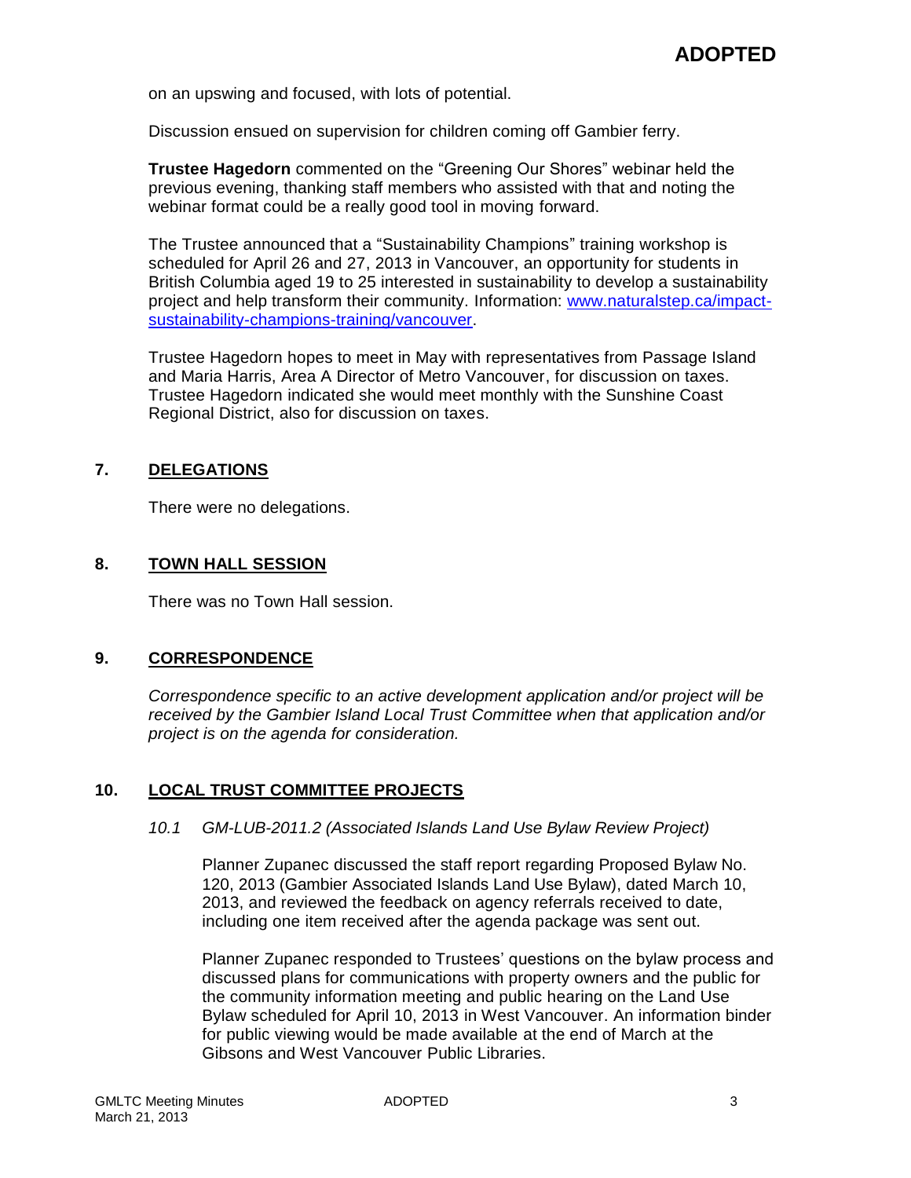on an upswing and focused, with lots of potential.

Discussion ensued on supervision for children coming off Gambier ferry.

**Trustee Hagedorn** commented on the "Greening Our Shores" webinar held the previous evening, thanking staff members who assisted with that and noting the webinar format could be a really good tool in moving forward.

The Trustee announced that a "Sustainability Champions" training workshop is scheduled for April 26 and 27, 2013 in Vancouver, an opportunity for students in British Columbia aged 19 to 25 interested in sustainability to develop a sustainability project and help transform their community. Information: [www.naturalstep.ca/impact-sustainability-champions-training/vancouver](www.naturalstep.ca/impact-sustainability-champions-training/vancouver).

Trustee Hagedorn hopes to meet in May with representatives from Passage Island and Maria Harris, Area A Director of Metro Vancouver, for discussion on taxes. Trustee Hagedorn indicated she would meet monthly with the Sunshine Coast Regional District, also for discussion on taxes.

## 7. DELEGATIONS

There were no delegations.

## 8. TOWN HALL SESSION

There was no Town Hall session.

## 9. CORRESPONDENCE

*Correspondence specific to an active development application and/or project will be received by the Gambier Island Local Trust Committee when that application and/or project is on the agenda for consideration.*

## 10. LOCAL TRUST COMMITTEE PROJECTS

### *10.1 GM-LUB-2011.2 (Associated Islands Land Use Bylaw Review Project)*

Planner Zupanec discussed the staff report regarding Proposed Bylaw No. 120, 2013 (Gambier Associated Islands Land Use Bylaw), dated March 10, 2013, and reviewed the feedback on agency referrals received to date, including one item received after the agenda package was sent out.

Planner Zupanec responded to Trustees' questions on the bylaw process and discussed plans for communications with property owners and the public for the community information meeting and public hearing on the Land Use Bylaw scheduled for April 10, 2013 in West Vancouver. An information binder for public viewing would be made available at the end of March at the Gibsons and West Vancouver Public Libraries.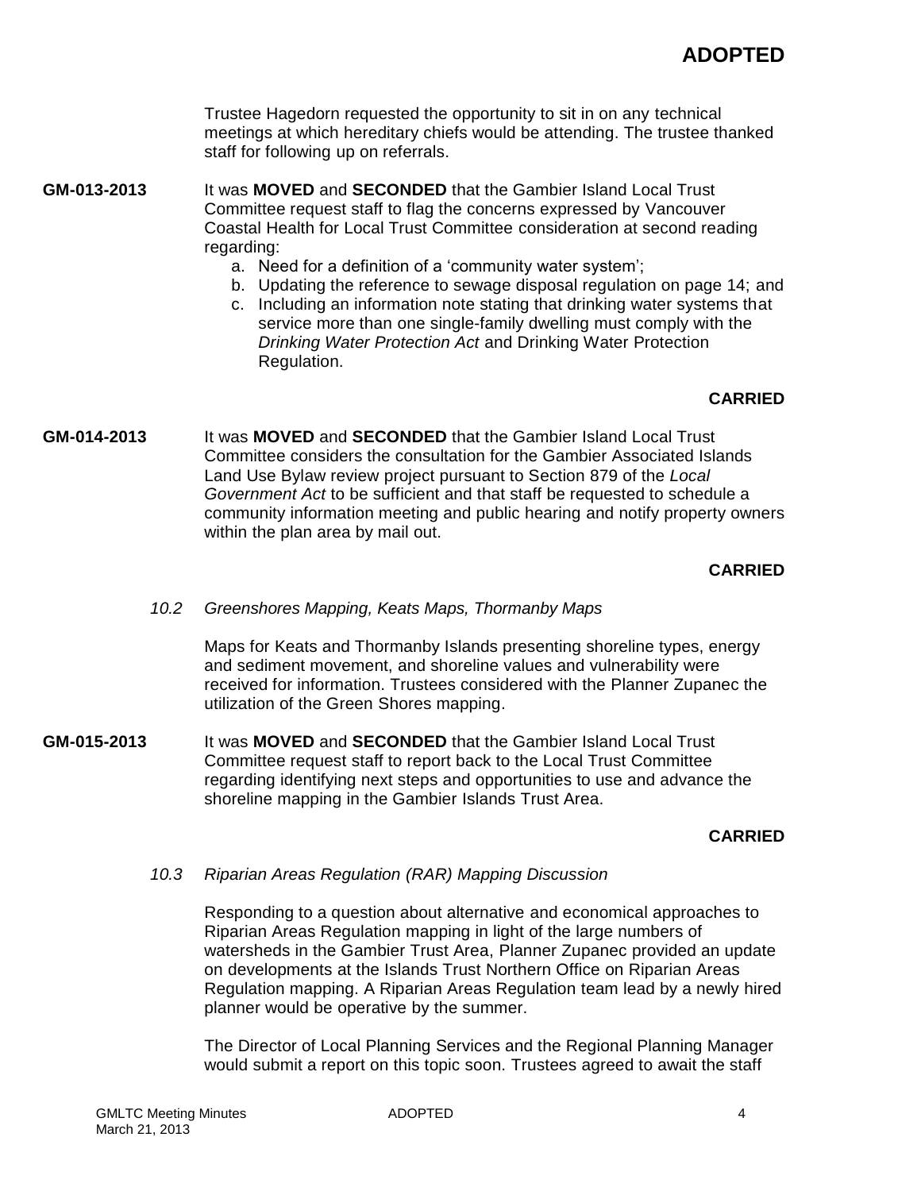Trustee Hagedorn requested the opportunity to sit in on any technical meetings at which hereditary chiefs would be attending. The trustee thanked staff for following up on referrals.

**GM-013-2013** It was **MOVED** and **SECONDED** that the Gambier Island Local Trust Committee request staff to flag the concerns expressed by Vancouver Coastal Health for Local Trust Committee consideration at second reading regarding:

a. Need for a definition of a 'community water system';
b. Updating the reference to sewage disposal regulation on page 14; and
c. Including an information note stating that drinking water systems that service more than one single-family dwelling must comply with the *Drinking Water Protection Act* and Drinking Water Protection Regulation.

**CARRIED**

**GM-014-2013** It was **MOVED** and **SECONDED** that the Gambier Island Local Trust Committee considers the consultation for the Gambier Associated Islands Land Use Bylaw review project pursuant to Section 879 of the *Local Government Act* to be sufficient and that staff be requested to schedule a community information meeting and public hearing and notify property owners within the plan area by mail out.

**CARRIED**

*10.2 Greenshores Mapping, Keats Maps, Thormanby Maps*

Maps for Keats and Thormanby Islands presenting shoreline types, energy and sediment movement, and shoreline values and vulnerability were received for information. Trustees considered with the Planner Zupanec the utilization of the Green Shores mapping.

**GM-015-2013** It was **MOVED** and **SECONDED** that the Gambier Island Local Trust Committee request staff to report back to the Local Trust Committee regarding identifying next steps and opportunities to use and advance the shoreline mapping in the Gambier Islands Trust Area.

**CARRIED**

*10.3 Riparian Areas Regulation (RAR) Mapping Discussion*

Responding to a question about alternative and economical approaches to Riparian Areas Regulation mapping in light of the large numbers of watersheds in the Gambier Trust Area, Planner Zupanec provided an update on developments at the Islands Trust Northern Office on Riparian Areas Regulation mapping. A Riparian Areas Regulation team lead by a newly hired planner would be operative by the summer.

The Director of Local Planning Services and the Regional Planning Manager would submit a report on this topic soon. Trustees agreed to await the staff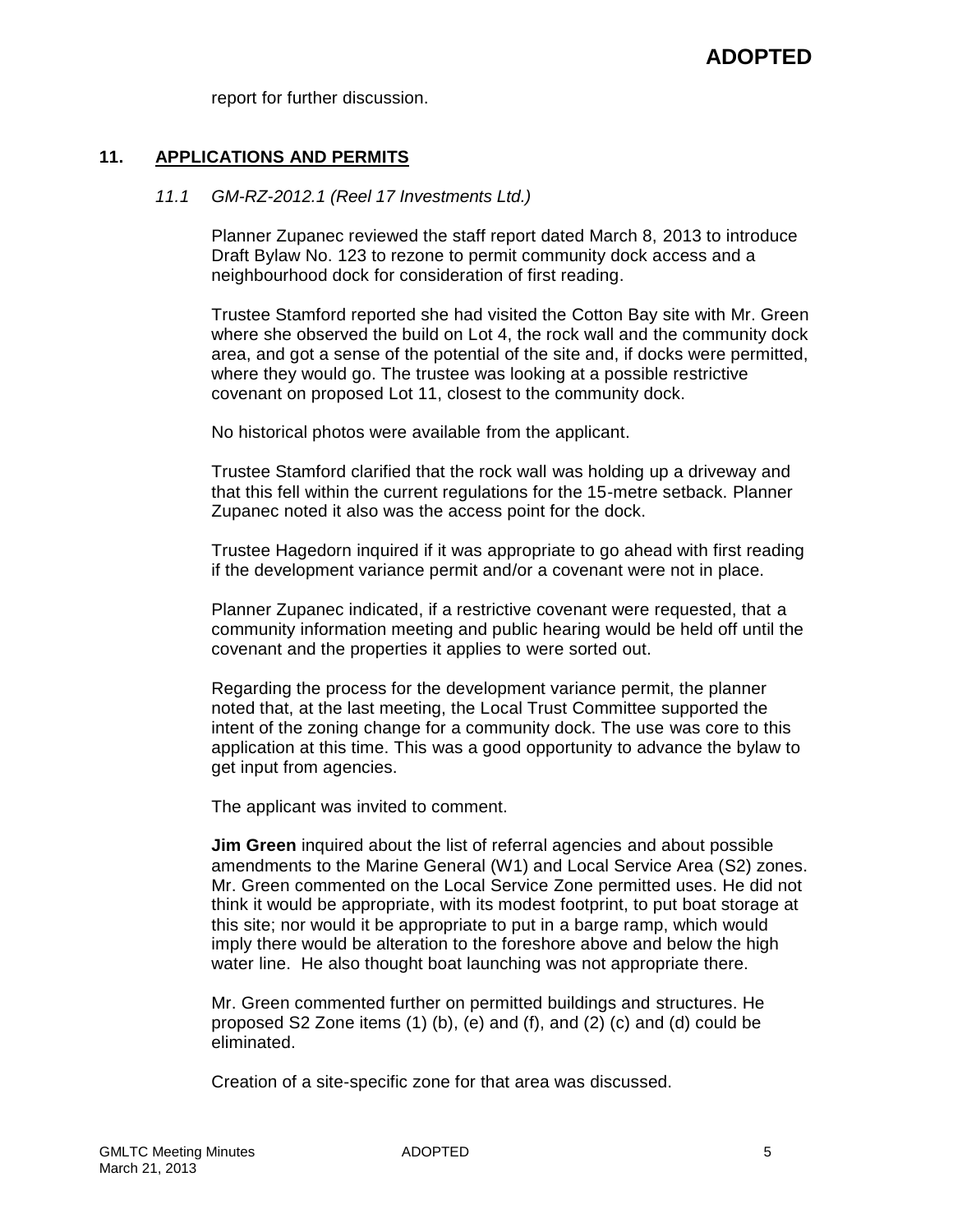report for further discussion.

## 11. APPLICATIONS AND PERMITS

### *11.1 GM-RZ-2012.1 (Reel 17 Investments Ltd.)*

Planner Zupanec reviewed the staff report dated March 8, 2013 to introduce Draft Bylaw No. 123 to rezone to permit community dock access and a neighbourhood dock for consideration of first reading.

Trustee Stamford reported she had visited the Cotton Bay site with Mr. Green where she observed the build on Lot 4, the rock wall and the community dock area, and got a sense of the potential of the site and, if docks were permitted, where they would go. The trustee was looking at a possible restrictive covenant on proposed Lot 11, closest to the community dock.

No historical photos were available from the applicant.

Trustee Stamford clarified that the rock wall was holding up a driveway and that this fell within the current regulations for the 15-metre setback. Planner Zupanec noted it also was the access point for the dock.

Trustee Hagedorn inquired if it was appropriate to go ahead with first reading if the development variance permit and/or a covenant were not in place.

Planner Zupanec indicated, if a restrictive covenant were requested, that a community information meeting and public hearing would be held off until the covenant and the properties it applies to were sorted out.

Regarding the process for the development variance permit, the planner noted that, at the last meeting, the Local Trust Committee supported the intent of the zoning change for a community dock. The use was core to this application at this time. This was a good opportunity to advance the bylaw to get input from agencies.

The applicant was invited to comment.

**Jim Green** inquired about the list of referral agencies and about possible amendments to the Marine General (W1) and Local Service Area (S2) zones. Mr. Green commented on the Local Service Zone permitted uses. He did not think it would be appropriate, with its modest footprint, to put boat storage at this site; nor would it be appropriate to put in a barge ramp, which would imply there would be alteration to the foreshore above and below the high water line. He also thought boat launching was not appropriate there.

Mr. Green commented further on permitted buildings and structures. He proposed S2 Zone items (1) (b), (e) and (f), and (2) (c) and (d) could be eliminated.

Creation of a site-specific zone for that area was discussed.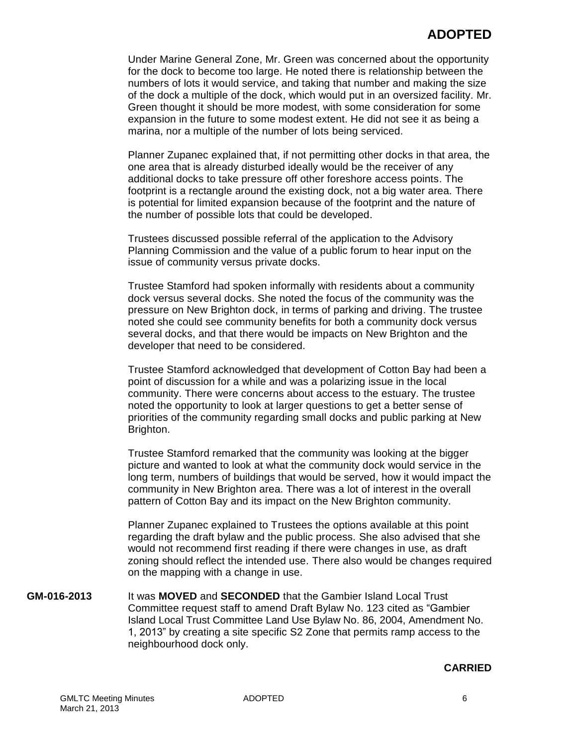**ADOPTED**

Under Marine General Zone, Mr. Green was concerned about the opportunity for the dock to become too large. He noted there is relationship between the numbers of lots it would service, and taking that number and making the size of the dock a multiple of the dock, which would put in an oversized facility. Mr. Green thought it should be more modest, with some consideration for some expansion in the future to some modest extent. He did not see it as being a marina, nor a multiple of the number of lots being serviced.

Planner Zupanec explained that, if not permitting other docks in that area, the one area that is already disturbed ideally would be the receiver of any additional docks to take pressure off other foreshore access points. The footprint is a rectangle around the existing dock, not a big water area. There is potential for limited expansion because of the footprint and the nature of the number of possible lots that could be developed.

Trustees discussed possible referral of the application to the Advisory Planning Commission and the value of a public forum to hear input on the issue of community versus private docks.

Trustee Stamford had spoken informally with residents about a community dock versus several docks. She noted the focus of the community was the pressure on New Brighton dock, in terms of parking and driving. The trustee noted she could see community benefits for both a community dock versus several docks, and that there would be impacts on New Brighton and the developer that need to be considered.

Trustee Stamford acknowledged that development of Cotton Bay had been a point of discussion for a while and was a polarizing issue in the local community. There were concerns about access to the estuary. The trustee noted the opportunity to look at larger questions to get a better sense of priorities of the community regarding small docks and public parking at New Brighton.

Trustee Stamford remarked that the community was looking at the bigger picture and wanted to look at what the community dock would service in the long term, numbers of buildings that would be served, how it would impact the community in New Brighton area. There was a lot of interest in the overall pattern of Cotton Bay and its impact on the New Brighton community.

Planner Zupanec explained to Trustees the options available at this point regarding the draft bylaw and the public process. She also advised that she would not recommend first reading if there were changes in use, as draft zoning should reflect the intended use. There also would be changes required on the mapping with a change in use.

**GM-016-2013** It was **MOVED** and **SECONDED** that the Gambier Island Local Trust Committee request staff to amend Draft Bylaw No. 123 cited as "Gambier Island Local Trust Committee Land Use Bylaw No. 86, 2004, Amendment No. 1, 2013" by creating a site specific S2 Zone that permits ramp access to the neighbourhood dock only.

**CARRIED**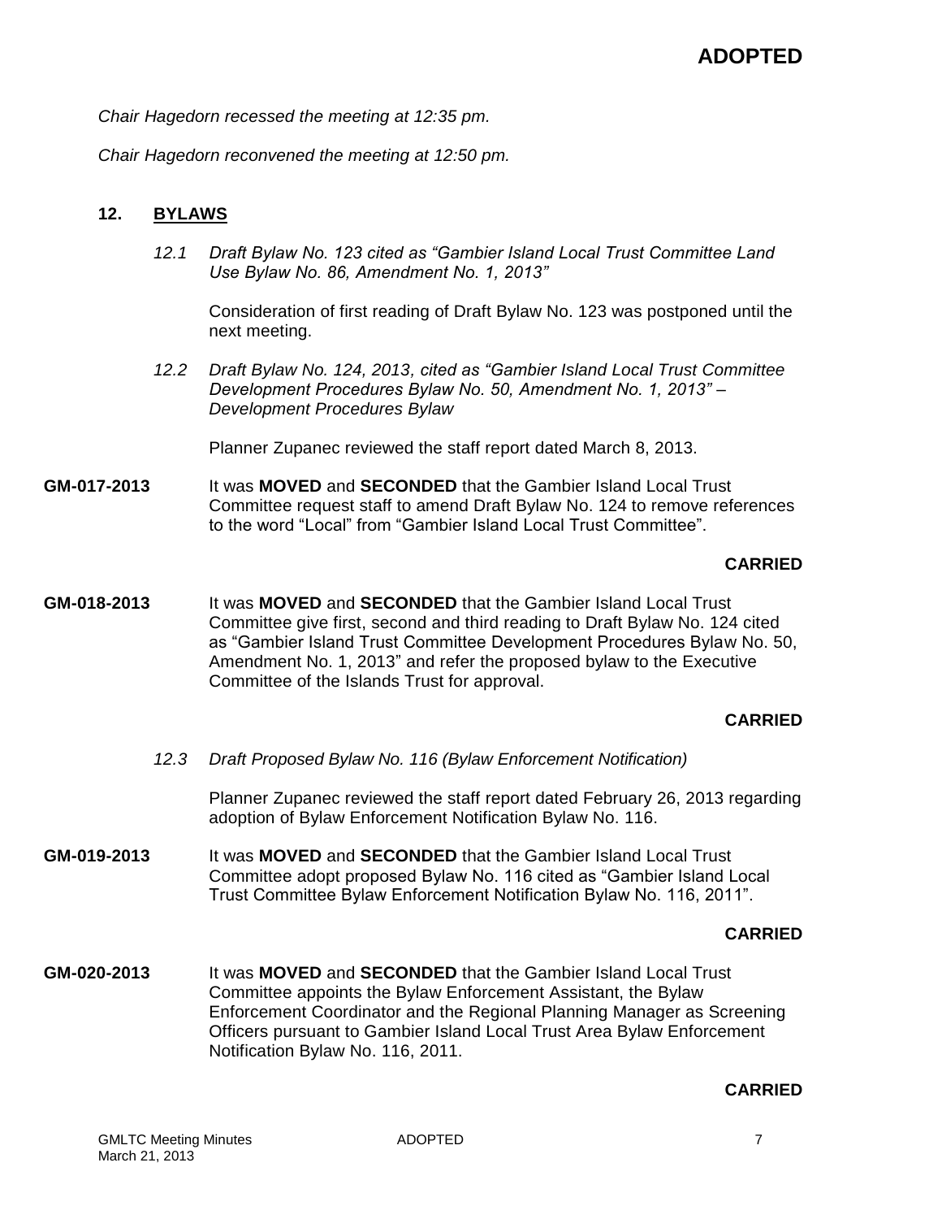**ADOPTED**

*Chair Hagedorn recessed the meeting at 12:35 pm.*

*Chair Hagedorn reconvened the meeting at 12:50 pm.*

## 12. BYLAWS

*12.1 Draft Bylaw No. 123 cited as "Gambier Island Local Trust Committee Land Use Bylaw No. 86, Amendment No. 1, 2013"*

Consideration of first reading of Draft Bylaw No. 123 was postponed until the next meeting.

*12.2 Draft Bylaw No. 124, 2013, cited as "Gambier Island Local Trust Committee Development Procedures Bylaw No. 50, Amendment No. 1, 2013" – Development Procedures Bylaw*

Planner Zupanec reviewed the staff report dated March 8, 2013.

**GM-017-2013** It was **MOVED** and **SECONDED** that the Gambier Island Local Trust Committee request staff to amend Draft Bylaw No. 124 to remove references to the word "Local" from "Gambier Island Local Trust Committee".

**CARRIED**

**GM-018-2013** It was **MOVED** and **SECONDED** that the Gambier Island Local Trust Committee give first, second and third reading to Draft Bylaw No. 124 cited as "Gambier Island Trust Committee Development Procedures Bylaw No. 50, Amendment No. 1, 2013" and refer the proposed bylaw to the Executive Committee of the Islands Trust for approval.

**CARRIED**

*12.3 Draft Proposed Bylaw No. 116 (Bylaw Enforcement Notification)*

Planner Zupanec reviewed the staff report dated February 26, 2013 regarding adoption of Bylaw Enforcement Notification Bylaw No. 116.

**GM-019-2013** It was **MOVED** and **SECONDED** that the Gambier Island Local Trust Committee adopt proposed Bylaw No. 116 cited as "Gambier Island Local Trust Committee Bylaw Enforcement Notification Bylaw No. 116, 2011".

**CARRIED**

**GM-020-2013** It was **MOVED** and **SECONDED** that the Gambier Island Local Trust Committee appoints the Bylaw Enforcement Assistant, the Bylaw Enforcement Coordinator and the Regional Planning Manager as Screening Officers pursuant to Gambier Island Local Trust Area Bylaw Enforcement Notification Bylaw No. 116, 2011.

**CARRIED**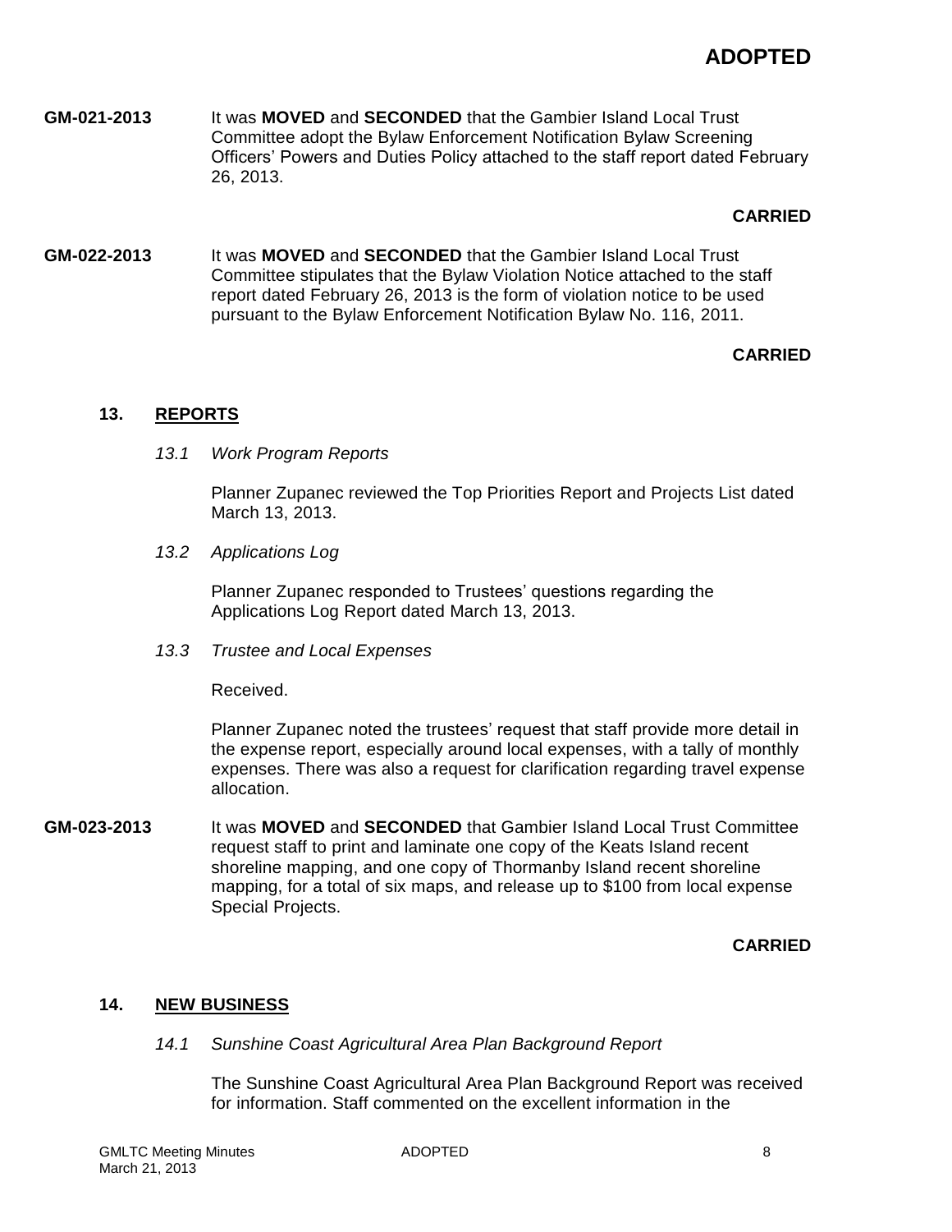**ADOPTED**

**GM-021-2013** It was **MOVED** and **SECONDED** that the Gambier Island Local Trust Committee adopt the Bylaw Enforcement Notification Bylaw Screening Officers' Powers and Duties Policy attached to the staff report dated February 26, 2013.

**CARRIED**

**GM-022-2013** It was **MOVED** and **SECONDED** that the Gambier Island Local Trust Committee stipulates that the Bylaw Violation Notice attached to the staff report dated February 26, 2013 is the form of violation notice to be used pursuant to the Bylaw Enforcement Notification Bylaw No. 116, 2011.

**CARRIED**

## 13. REPORTS

*13.1 Work Program Reports*

Planner Zupanec reviewed the Top Priorities Report and Projects List dated March 13, 2013.

*13.2 Applications Log*

Planner Zupanec responded to Trustees' questions regarding the Applications Log Report dated March 13, 2013.

*13.3 Trustee and Local Expenses*

Received.

Planner Zupanec noted the trustees' request that staff provide more detail in the expense report, especially around local expenses, with a tally of monthly expenses. There was also a request for clarification regarding travel expense allocation.

**GM-023-2013** It was **MOVED** and **SECONDED** that Gambier Island Local Trust Committee request staff to print and laminate one copy of the Keats Island recent shoreline mapping, and one copy of Thormanby Island recent shoreline mapping, for a total of six maps, and release up to $100 from local expense Special Projects.

**CARRIED**

## 14. NEW BUSINESS

*14.1 Sunshine Coast Agricultural Area Plan Background Report*

The Sunshine Coast Agricultural Area Plan Background Report was received for information. Staff commented on the excellent information in the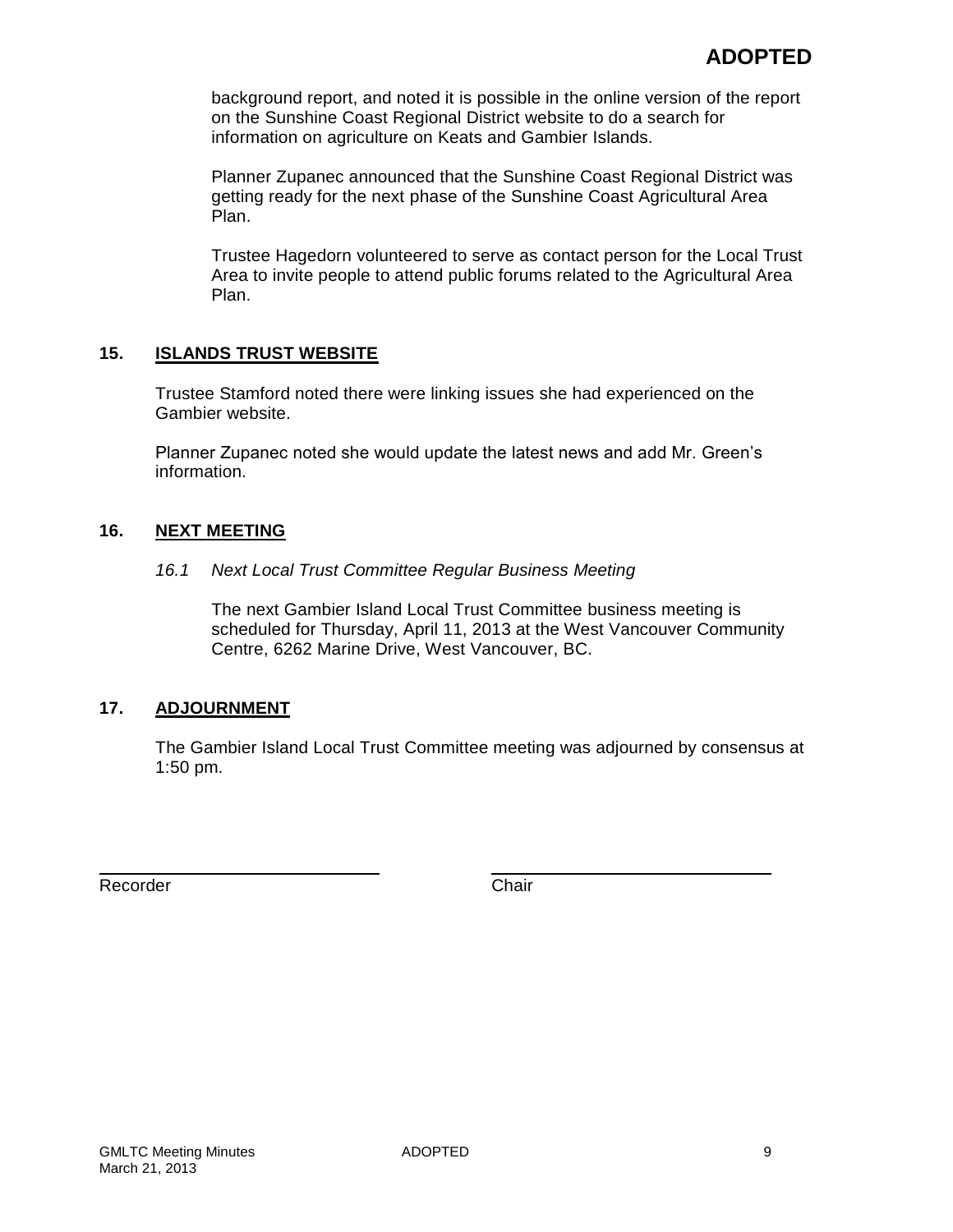**ADOPTED**

background report, and noted it is possible in the online version of the report on the Sunshine Coast Regional District website to do a search for information on agriculture on Keats and Gambier Islands.

Planner Zupanec announced that the Sunshine Coast Regional District was getting ready for the next phase of the Sunshine Coast Agricultural Area Plan.

Trustee Hagedorn volunteered to serve as contact person for the Local Trust Area to invite people to attend public forums related to the Agricultural Area Plan.

## 15. ISLANDS TRUST WEBSITE

Trustee Stamford noted there were linking issues she had experienced on the Gambier website.

Planner Zupanec noted she would update the latest news and add Mr. Green's information.

## 16. NEXT MEETING

*16.1 Next Local Trust Committee Regular Business Meeting*

The next Gambier Island Local Trust Committee business meeting is scheduled for Thursday, April 11, 2013 at the West Vancouver Community Centre, 6262 Marine Drive, West Vancouver, BC.

## 17. ADJOURNMENT

The Gambier Island Local Trust Committee meeting was adjourned by consensus at 1:50 pm.

Recorder

Chair